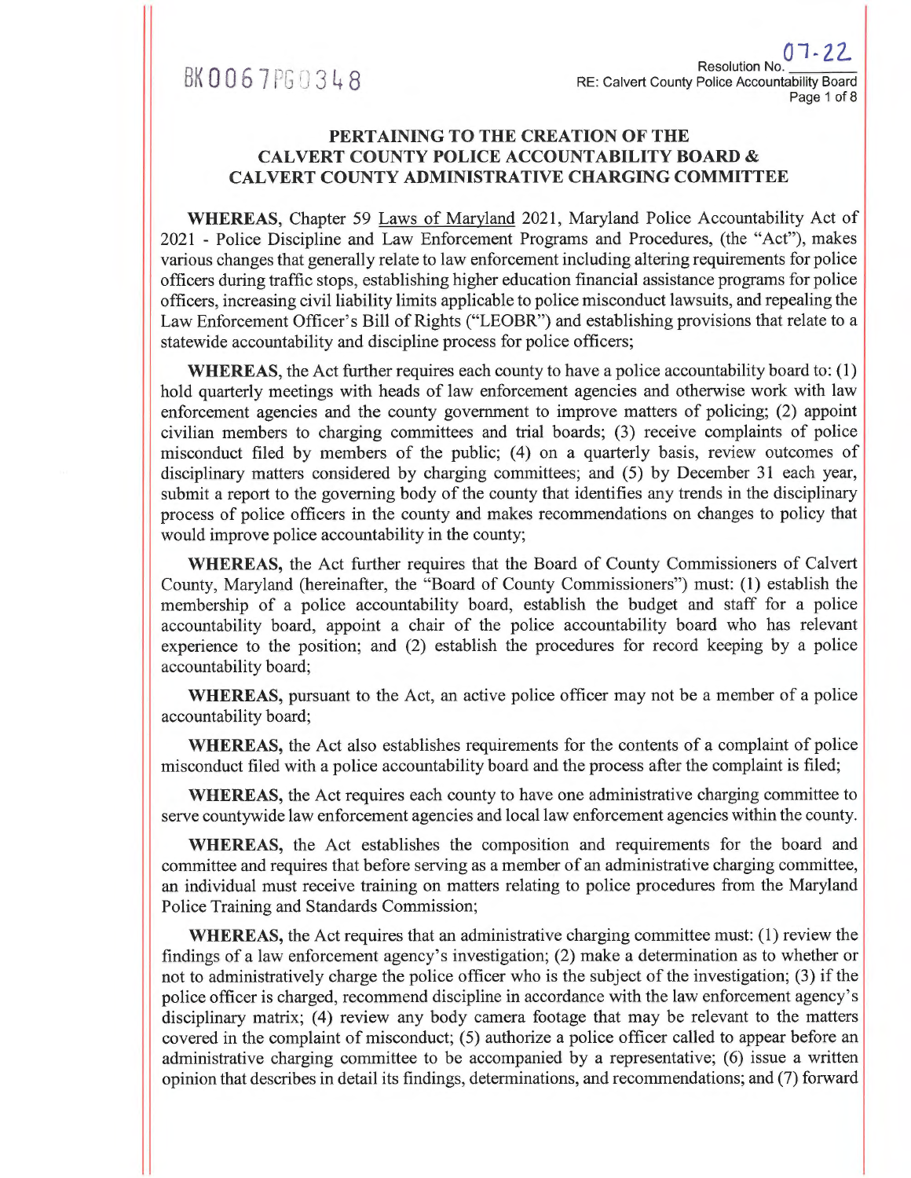# PERTAINING TO THE CREATION OF THE CALVERT COUNTY POLICE ACCOUNTABILITY BOARD & CALVERT COUNTY ADMINISTRATIVE CHARGING COMMITTEE

**WHEREAS**, Chapter 59 Laws of Maryland 2021, Maryland Police Accountability Act of 2021 - Police Discipline and Law Enforcement Programs and Procedures, (the "Act"), makes various changes that generally relate to law enforcement including altering requirements for police officers during traffic stops, establishing higher education financial assistance programs for police officers, increasing civil liability limits applicable to police misconduct lawsuits, and repealing the Law Enforcement Officer's Bill of Rights ("LEOBR") and establishing provisions that relate to a statewide accountability and discipline process for police officers;

**WHEREAS**, the Act further requires each county to have a police accountability board to: (1) hold quarterly meetings with heads of law enforcement agencies and otherwise work with law enforcement agencies and the county government to improve matters of policing; (2) appoint civilian members to charging committees and trial boards; (3) receive complaints of police misconduct filed by members of the public; (4) on a quarterly basis, review outcomes of disciplinary matters considered by charging committees; and (5) by December 31 each year, submit a report to the governing body of the county that identifies any trends in the disciplinary process of police officers in the county and makes recommendations on changes to policy that would improve police accountability in the county;

**WHEREAS,** the Act further requires that the Board of County Commissioners of Calvert County, Maryland (hereinafter, the "Board of County Commissioners") must: (1) establish the membership of a police accountability board, establish the budget and staff for a police accountability board, appoint a chair of the police accountability board who has relevant experience to the position; and (2) establish the procedures for record keeping by a police accountability board;

**WHEREAS,** pursuant to the Act, an active police officer may not be a member of a police accountability board;

**WHEREAS,** the Act also establishes requirements for the contents of a complaint of police misconduct filed with a police accountability board and the process after the complaint is filed;

**WHEREAS,** the Act requires each county to have one administrative charging committee to serve countywide law enforcement agencies and local law enforcement agencies within the county.

**WHEREAS,** the Act establishes the composition and requirements for the board and committee and requires that before serving as a member of an administrative charging committee, an individual must receive training on matters relating to police procedures from the Maryland Police Training and Standards Commission;

**WHEREAS,** the Act requires that an administrative charging committee must: (1) review the findings of a law enforcement agency's investigation; (2) make a determination as to whether or not to administratively charge the police officer who is the subject of the investigation; (3) if the police officer is charged, recommend discipline in accordance with the law enforcement agency's disciplinary matrix; (4) review any body camera footage that may be relevant to the matters covered in the complaint of misconduct; (5) authorize a police officer called to appear before an administrative charging committee to be accompanied by a representative; (6) issue a written opinion that describes in detail its findings, determinations, and recommendations; and (7) forward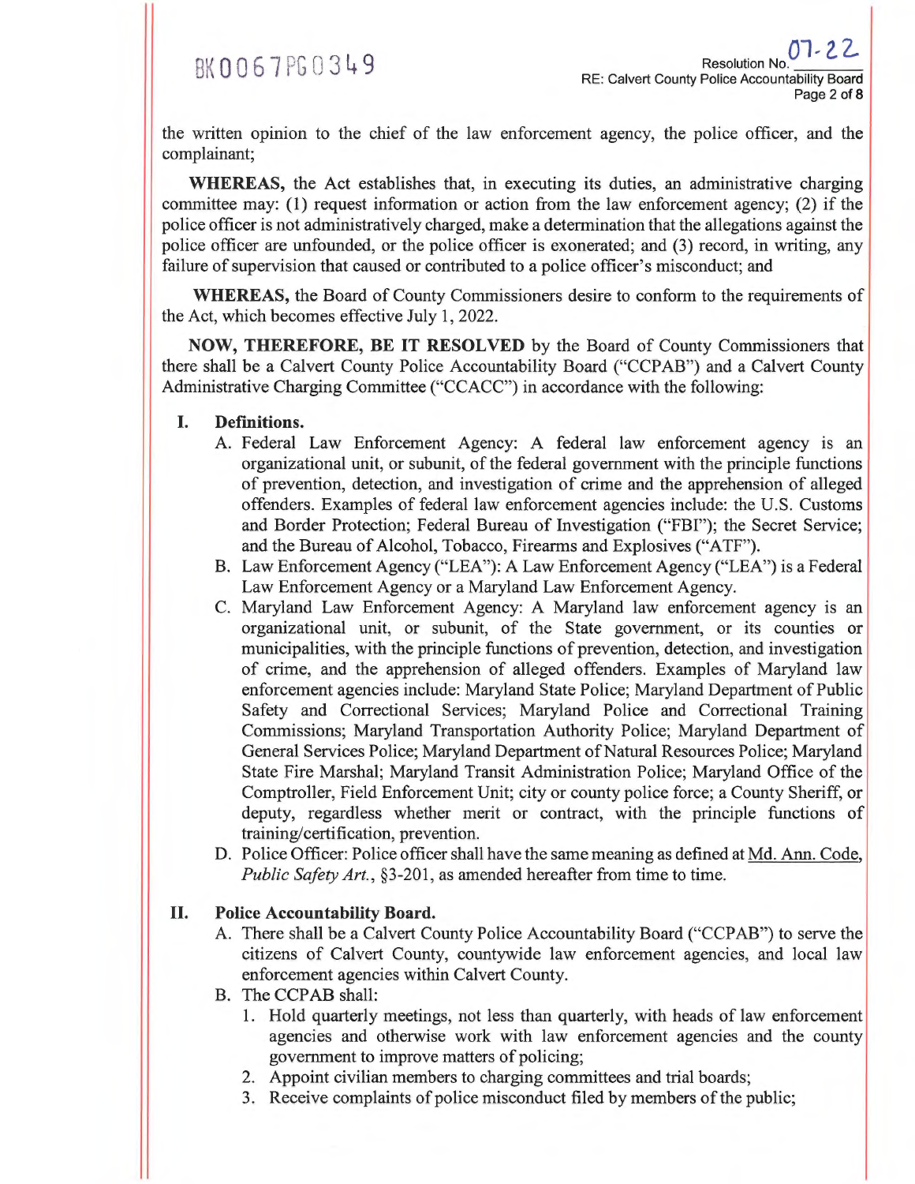the written opinion to the chief of the law enforcement agency, the police officer, and the complainant;

**WHEREAS,** the Act establishes that, in executing its duties, an administrative charging committee may: (1) request information or action from the law enforcement agency; (2) if the police officer is not administratively charged, make a determination that the allegations against the police officer are unfounded, or the police officer is exonerated; and (3) record, in writing, any failure of supervision that caused or contributed to a police officer's misconduct; and

**WHEREAS,** the Board of County Commissioners desire to conform to the requirements of the Act, which becomes effective July 1, 2022.

**NOW, THEREFORE, BE IT RESOLVED** by the Board of County Commissioners that there shall be a Calvert County Police Accountability Board ("CCPAB") and a Calvert County Administrative Charging Committee ("CCACC") in accordance with the following:

**I. Definitions.**

A. Federal Law Enforcement Agency: A federal law enforcement agency is an organizational unit, or subunit, of the federal government with the principle functions of prevention, detection, and investigation of crime and the apprehension of alleged offenders. Examples of federal law enforcement agencies include: the U.S. Customs and Border Protection; Federal Bureau of Investigation ("FBI"); the Secret Service; and the Bureau of Alcohol, Tobacco, Firearms and Explosives ("ATF").

B. Law Enforcement Agency ("LEA"): A Law Enforcement Agency ("LEA") is a Federal Law Enforcement Agency or a Maryland Law Enforcement Agency.

C. Maryland Law Enforcement Agency: A Maryland law enforcement agency is an organizational unit, or subunit, of the State government, or its counties or municipalities, with the principle functions of prevention, detection, and investigation of crime, and the apprehension of alleged offenders. Examples of Maryland law enforcement agencies include: Maryland State Police; Maryland Department of Public Safety and Correctional Services; Maryland Police and Correctional Training Commissions; Maryland Transportation Authority Police; Maryland Department of General Services Police; Maryland Department of Natural Resources Police; Maryland State Fire Marshal; Maryland Transit Administration Police; Maryland Office of the Comptroller, Field Enforcement Unit; city or county police force; a County Sheriff, or deputy, regardless whether merit or contract, with the principle functions of training/certification, prevention.

D. Police Officer: Police officer shall have the same meaning as defined at Md. Ann. Code, *Public Safety Art.*, §3-201, as amended hereafter from time to time.

**II. Police Accountability Board.**

A. There shall be a Calvert County Police Accountability Board ("CCPAB") to serve the citizens of Calvert County, countywide law enforcement agencies, and local law enforcement agencies within Calvert County.

B. The CCPAB shall:

1. Hold quarterly meetings, not less than quarterly, with heads of law enforcement agencies and otherwise work with law enforcement agencies and the county government to improve matters of policing;
2. Appoint civilian members to charging committees and trial boards;
3. Receive complaints of police misconduct filed by members of the public;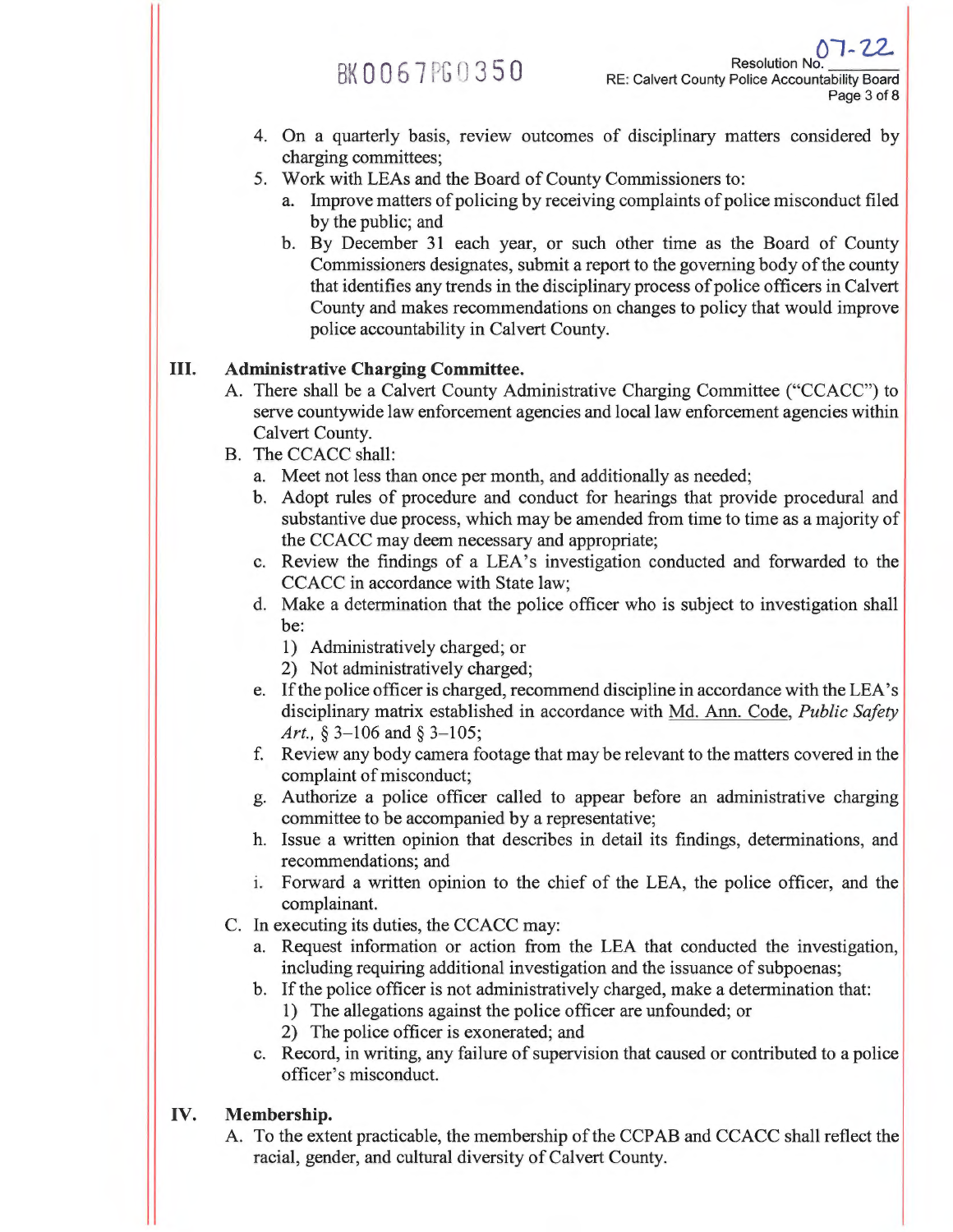4. On a quarterly basis, review outcomes of disciplinary matters considered by charging committees;
5. Work with LEAs and the Board of County Commissioners to:
   a. Improve matters of policing by receiving complaints of police misconduct filed by the public; and
   b. By December 31 each year, or such other time as the Board of County Commissioners designates, submit a report to the governing body of the county that identifies any trends in the disciplinary process of police officers in Calvert County and makes recommendations on changes to policy that would improve police accountability in Calvert County.

## III. Administrative Charging Committee.

A. There shall be a Calvert County Administrative Charging Committee ("CCACC") to serve countywide law enforcement agencies and local law enforcement agencies within Calvert County.

B. The CCACC shall:
   a. Meet not less than once per month, and additionally as needed;
   b. Adopt rules of procedure and conduct for hearings that provide procedural and substantive due process, which may be amended from time to time as a majority of the CCACC may deem necessary and appropriate;
   c. Review the findings of a LEA's investigation conducted and forwarded to the CCACC in accordance with State law;
   d. Make a determination that the police officer who is subject to investigation shall be:
      1) Administratively charged; or
      2) Not administratively charged;
   e. If the police officer is charged, recommend discipline in accordance with the LEA's disciplinary matrix established in accordance with Md. Ann. Code, *Public Safety Art.*, § 3–106 and § 3–105;
   f. Review any body camera footage that may be relevant to the matters covered in the complaint of misconduct;
   g. Authorize a police officer called to appear before an administrative charging committee to be accompanied by a representative;
   h. Issue a written opinion that describes in detail its findings, determinations, and recommendations; and
   i. Forward a written opinion to the chief of the LEA, the police officer, and the complainant.

C. In executing its duties, the CCACC may:
   a. Request information or action from the LEA that conducted the investigation, including requiring additional investigation and the issuance of subpoenas;
   b. If the police officer is not administratively charged, make a determination that:
      1) The allegations against the police officer are unfounded; or
      2) The police officer is exonerated; and
   c. Record, in writing, any failure of supervision that caused or contributed to a police officer's misconduct.

## IV. Membership.

A. To the extent practicable, the membership of the CCPAB and CCACC shall reflect the racial, gender, and cultural diversity of Calvert County.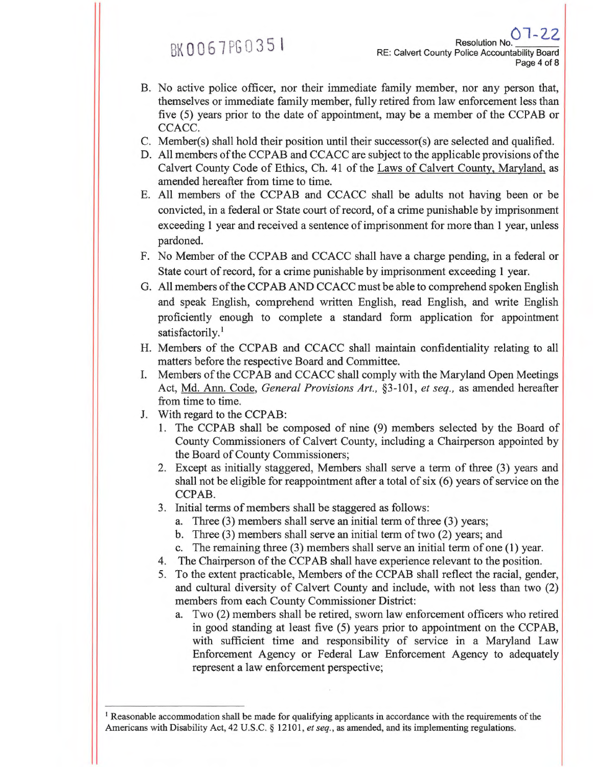B. No active police officer, nor their immediate family member, nor any person that, themselves or immediate family member, fully retired from law enforcement less than five (5) years prior to the date of appointment, may be a member of the CCPAB or CCACC.
C. Member(s) shall hold their position until their successor(s) are selected and qualified.
D. All members of the CCPAB and CCACC are subject to the applicable provisions of the Calvert County Code of Ethics, Ch. 41 of the Laws of Calvert County, Maryland, as amended hereafter from time to time.
E. All members of the CCPAB and CCACC shall be adults not having been or be convicted, in a federal or State court of record, of a crime punishable by imprisonment exceeding 1 year and received a sentence of imprisonment for more than 1 year, unless pardoned.
F. No Member of the CCPAB and CCACC shall have a charge pending, in a federal or State court of record, for a crime punishable by imprisonment exceeding 1 year.
G. All members of the CCPAB AND CCACC must be able to comprehend spoken English and speak English, comprehend written English, read English, and write English proficiently enough to complete a standard form application for appointment satisfactorily.[1]
H. Members of the CCPAB and CCACC shall maintain confidentiality relating to all matters before the respective Board and Committee.
I. Members of the CCPAB and CCACC shall comply with the Maryland Open Meetings Act, Md. Ann. Code, *General Provisions Art.*, §3-101, *et seq.*, as amended hereafter from time to time.
J. With regard to the CCPAB:
   1. The CCPAB shall be composed of nine (9) members selected by the Board of County Commissioners of Calvert County, including a Chairperson appointed by the Board of County Commissioners;
   2. Except as initially staggered, Members shall serve a term of three (3) years and shall not be eligible for reappointment after a total of six (6) years of service on the CCPAB.
   3. Initial terms of members shall be staggered as follows:
      a. Three (3) members shall serve an initial term of three (3) years;
      b. Three (3) members shall serve an initial term of two (2) years; and
      c. The remaining three (3) members shall serve an initial term of one (1) year.
   4. The Chairperson of the CCPAB shall have experience relevant to the position.
   5. To the extent practicable, Members of the CCPAB shall reflect the racial, gender, and cultural diversity of Calvert County and include, with not less than two (2) members from each County Commissioner District:
      a. Two (2) members shall be retired, sworn law enforcement officers who retired in good standing at least five (5) years prior to appointment on the CCPAB, with sufficient time and responsibility of service in a Maryland Law Enforcement Agency or Federal Law Enforcement Agency to adequately represent a law enforcement perspective;

---

[1] Reasonable accommodation shall be made for qualifying applicants in accordance with the requirements of the Americans with Disability Act, 42 U.S.C. § 12101, *et seq.*, as amended, and its implementing regulations.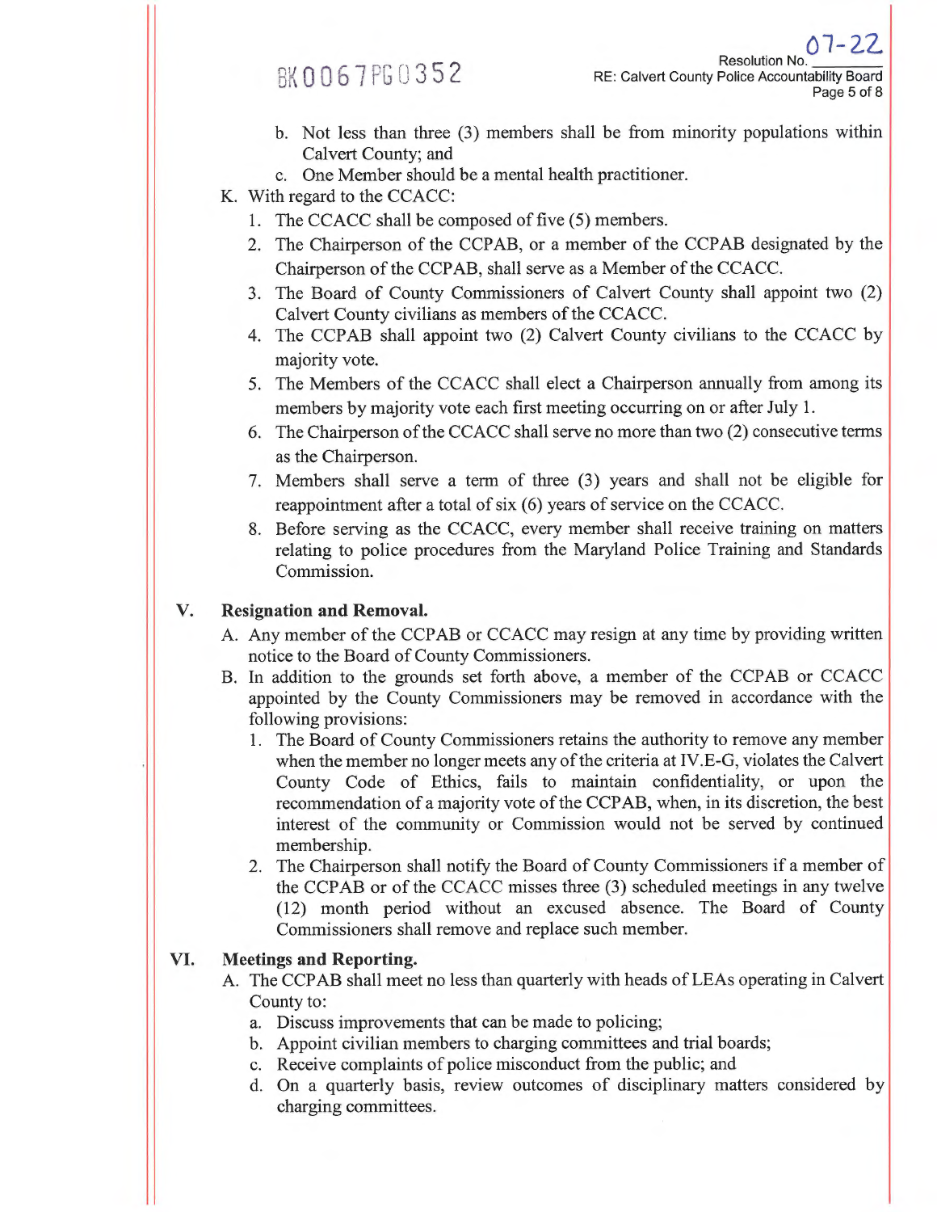b. Not less than three (3) members shall be from minority populations within Calvert County; and

c. One Member should be a mental health practitioner.

K. With regard to the CCACC:

1. The CCACC shall be composed of five (5) members.
2. The Chairperson of the CCPAB, or a member of the CCPAB designated by the Chairperson of the CCPAB, shall serve as a Member of the CCACC.
3. The Board of County Commissioners of Calvert County shall appoint two (2) Calvert County civilians as members of the CCACC.
4. The CCPAB shall appoint two (2) Calvert County civilians to the CCACC by majority vote.
5. The Members of the CCACC shall elect a Chairperson annually from among its members by majority vote each first meeting occurring on or after July 1.
6. The Chairperson of the CCACC shall serve no more than two (2) consecutive terms as the Chairperson.
7. Members shall serve a term of three (3) years and shall not be eligible for reappointment after a total of six (6) years of service on the CCACC.
8. Before serving as the CCACC, every member shall receive training on matters relating to police procedures from the Maryland Police Training and Standards Commission.

## V. Resignation and Removal.

A. Any member of the CCPAB or CCACC may resign at any time by providing written notice to the Board of County Commissioners.

B. In addition to the grounds set forth above, a member of the CCPAB or CCACC appointed by the County Commissioners may be removed in accordance with the following provisions:

1. The Board of County Commissioners retains the authority to remove any member when the member no longer meets any of the criteria at IV.E-G, violates the Calvert County Code of Ethics, fails to maintain confidentiality, or upon the recommendation of a majority vote of the CCPAB, when, in its discretion, the best interest of the community or Commission would not be served by continued membership.
2. The Chairperson shall notify the Board of County Commissioners if a member of the CCPAB or of the CCACC misses three (3) scheduled meetings in any twelve (12) month period without an excused absence. The Board of County Commissioners shall remove and replace such member.

## VI. Meetings and Reporting.

A. The CCPAB shall meet no less than quarterly with heads of LEAs operating in Calvert County to:

a. Discuss improvements that can be made to policing;

b. Appoint civilian members to charging committees and trial boards;

c. Receive complaints of police misconduct from the public; and

d. On a quarterly basis, review outcomes of disciplinary matters considered by charging committees.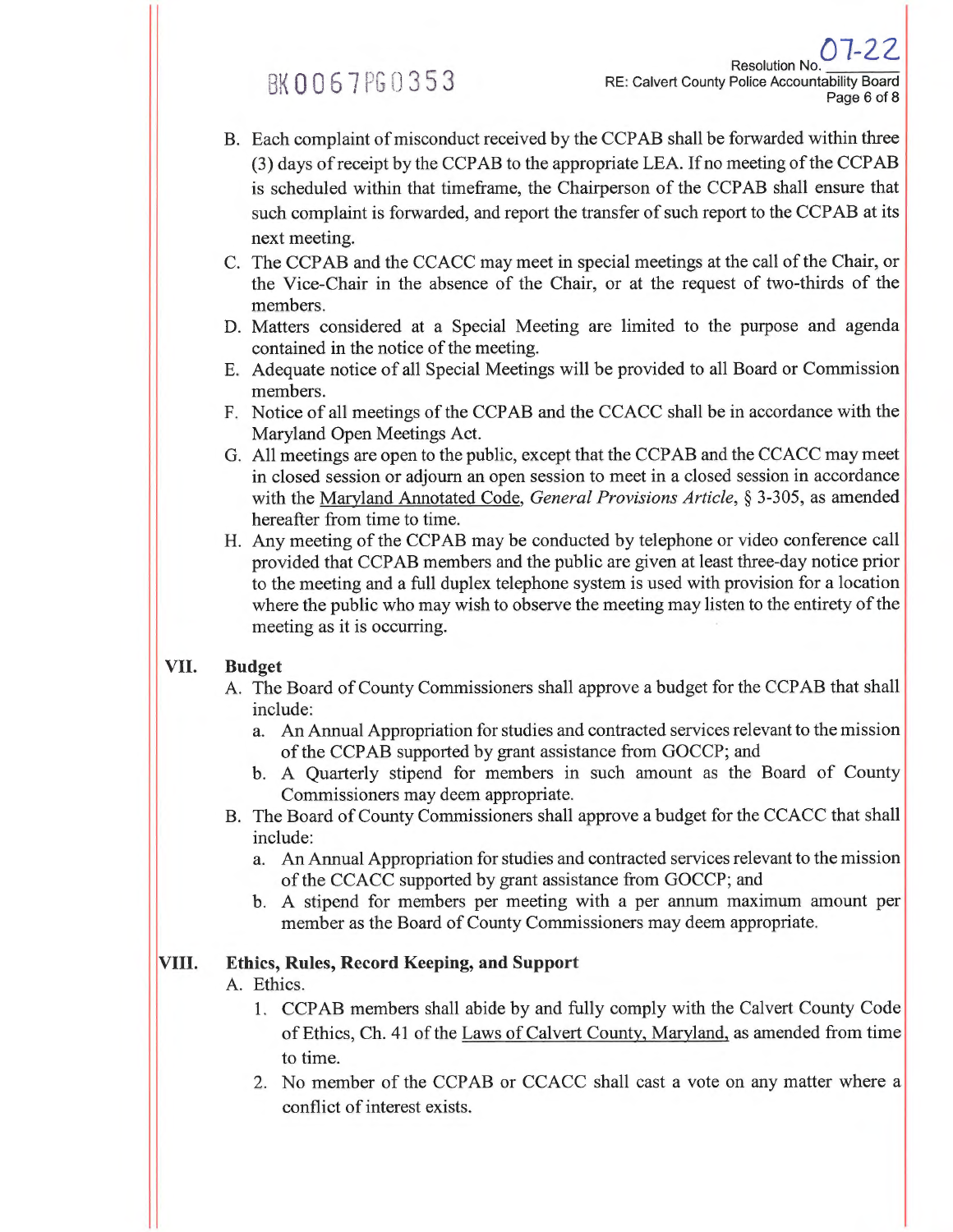B. Each complaint of misconduct received by the CCPAB shall be forwarded within three (3) days of receipt by the CCPAB to the appropriate LEA. If no meeting of the CCPAB is scheduled within that timeframe, the Chairperson of the CCPAB shall ensure that such complaint is forwarded, and report the transfer of such report to the CCPAB at its next meeting.

C. The CCPAB and the CCACC may meet in special meetings at the call of the Chair, or the Vice-Chair in the absence of the Chair, or at the request of two-thirds of the members.

D. Matters considered at a Special Meeting are limited to the purpose and agenda contained in the notice of the meeting.

E. Adequate notice of all Special Meetings will be provided to all Board or Commission members.

F. Notice of all meetings of the CCPAB and the CCACC shall be in accordance with the Maryland Open Meetings Act.

G. All meetings are open to the public, except that the CCPAB and the CCACC may meet in closed session or adjourn an open session to meet in a closed session in accordance with the Maryland Annotated Code, *General Provisions Article*, § 3-305, as amended hereafter from time to time.

H. Any meeting of the CCPAB may be conducted by telephone or video conference call provided that CCPAB members and the public are given at least three-day notice prior to the meeting and a full duplex telephone system is used with provision for a location where the public who may wish to observe the meeting may listen to the entirety of the meeting as it is occurring.

## VII. Budget

A. The Board of County Commissioners shall approve a budget for the CCPAB that shall include:
   a. An Annual Appropriation for studies and contracted services relevant to the mission of the CCPAB supported by grant assistance from GOCCP; and
   b. A Quarterly stipend for members in such amount as the Board of County Commissioners may deem appropriate.

B. The Board of County Commissioners shall approve a budget for the CCACC that shall include:
   a. An Annual Appropriation for studies and contracted services relevant to the mission of the CCACC supported by grant assistance from GOCCP; and
   b. A stipend for members per meeting with a per annum maximum amount per member as the Board of County Commissioners may deem appropriate.

## VIII. Ethics, Rules, Record Keeping, and Support

A. Ethics.
   1. CCPAB members shall abide by and fully comply with the Calvert County Code of Ethics, Ch. 41 of the Laws of Calvert County, Maryland, as amended from time to time.
   2. No member of the CCPAB or CCACC shall cast a vote on any matter where a conflict of interest exists.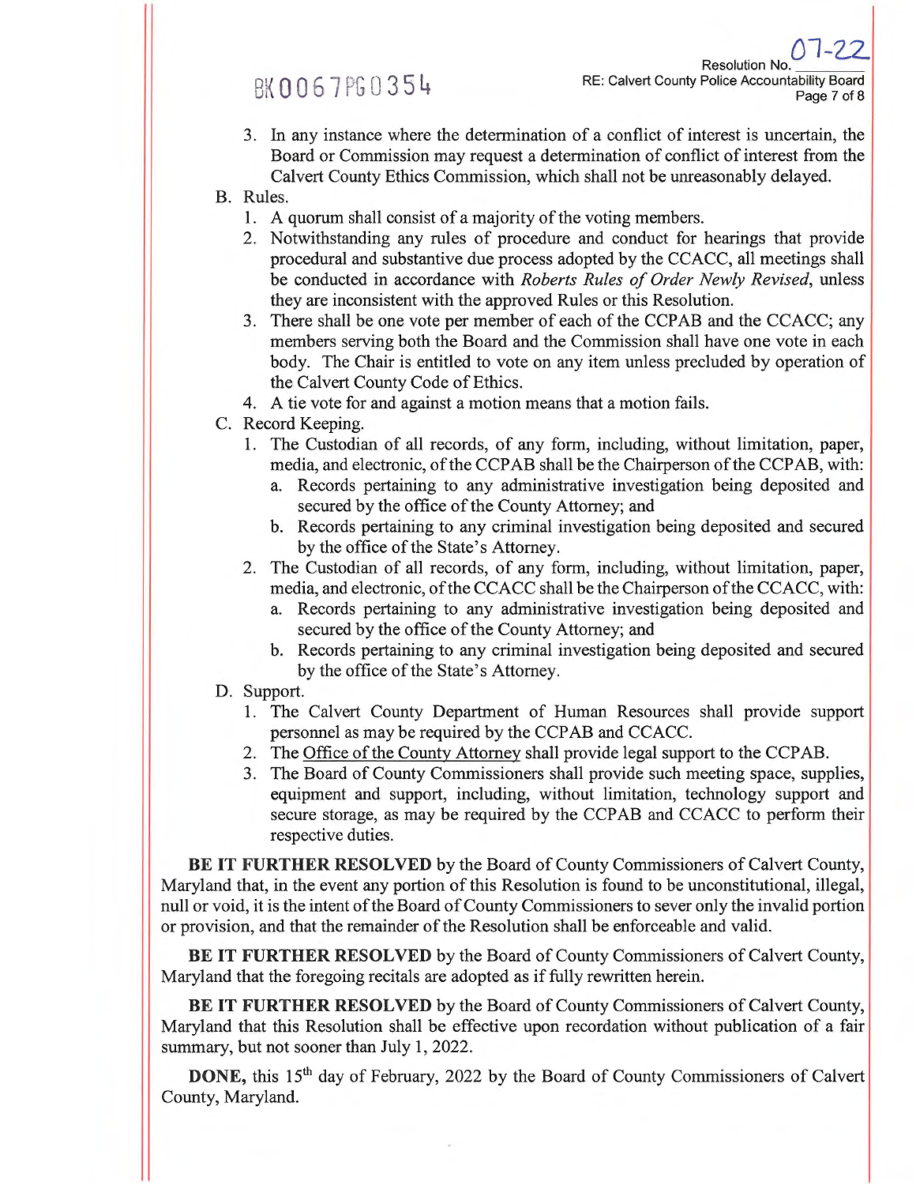3. In any instance where the determination of a conflict of interest is uncertain, the Board or Commission may request a determination of conflict of interest from the Calvert County Ethics Commission, which shall not be unreasonably delayed.

B. Rules.
   1. A quorum shall consist of a majority of the voting members.
   2. Notwithstanding any rules of procedure and conduct for hearings that provide procedural and substantive due process adopted by the CCACC, all meetings shall be conducted in accordance with *Roberts Rules of Order Newly Revised*, unless they are inconsistent with the approved Rules or this Resolution.
   3. There shall be one vote per member of each of the CCPAB and the CCACC; any members serving both the Board and the Commission shall have one vote in each body. The Chair is entitled to vote on any item unless precluded by operation of the Calvert County Code of Ethics.
   4. A tie vote for and against a motion means that a motion fails.

C. Record Keeping.
   1. The Custodian of all records, of any form, including, without limitation, paper, media, and electronic, of the CCPAB shall be the Chairperson of the CCPAB, with:
      a. Records pertaining to any administrative investigation being deposited and secured by the office of the County Attorney; and
      b. Records pertaining to any criminal investigation being deposited and secured by the office of the State's Attorney.
   2. The Custodian of all records, of any form, including, without limitation, paper, media, and electronic, of the CCACC shall be the Chairperson of the CCACC, with:
      a. Records pertaining to any administrative investigation being deposited and secured by the office of the County Attorney; and
      b. Records pertaining to any criminal investigation being deposited and secured by the office of the State's Attorney.

D. Support.
   1. The Calvert County Department of Human Resources shall provide support personnel as may be required by the CCPAB and CCACC.
   2. The Office of the County Attorney shall provide legal support to the CCPAB.
   3. The Board of County Commissioners shall provide such meeting space, supplies, equipment and support, including, without limitation, technology support and secure storage, as may be required by the CCPAB and CCACC to perform their respective duties.

**BE IT FURTHER RESOLVED** by the Board of County Commissioners of Calvert County, Maryland that, in the event any portion of this Resolution is found to be unconstitutional, illegal, null or void, it is the intent of the Board of County Commissioners to sever only the invalid portion or provision, and that the remainder of the Resolution shall be enforceable and valid.

**BE IT FURTHER RESOLVED** by the Board of County Commissioners of Calvert County, Maryland that the foregoing recitals are adopted as if fully rewritten herein.

**BE IT FURTHER RESOLVED** by the Board of County Commissioners of Calvert County, Maryland that this Resolution shall be effective upon recordation without publication of a fair summary, but not sooner than July 1, 2022.

**DONE,** this 15th day of February, 2022 by the Board of County Commissioners of Calvert County, Maryland.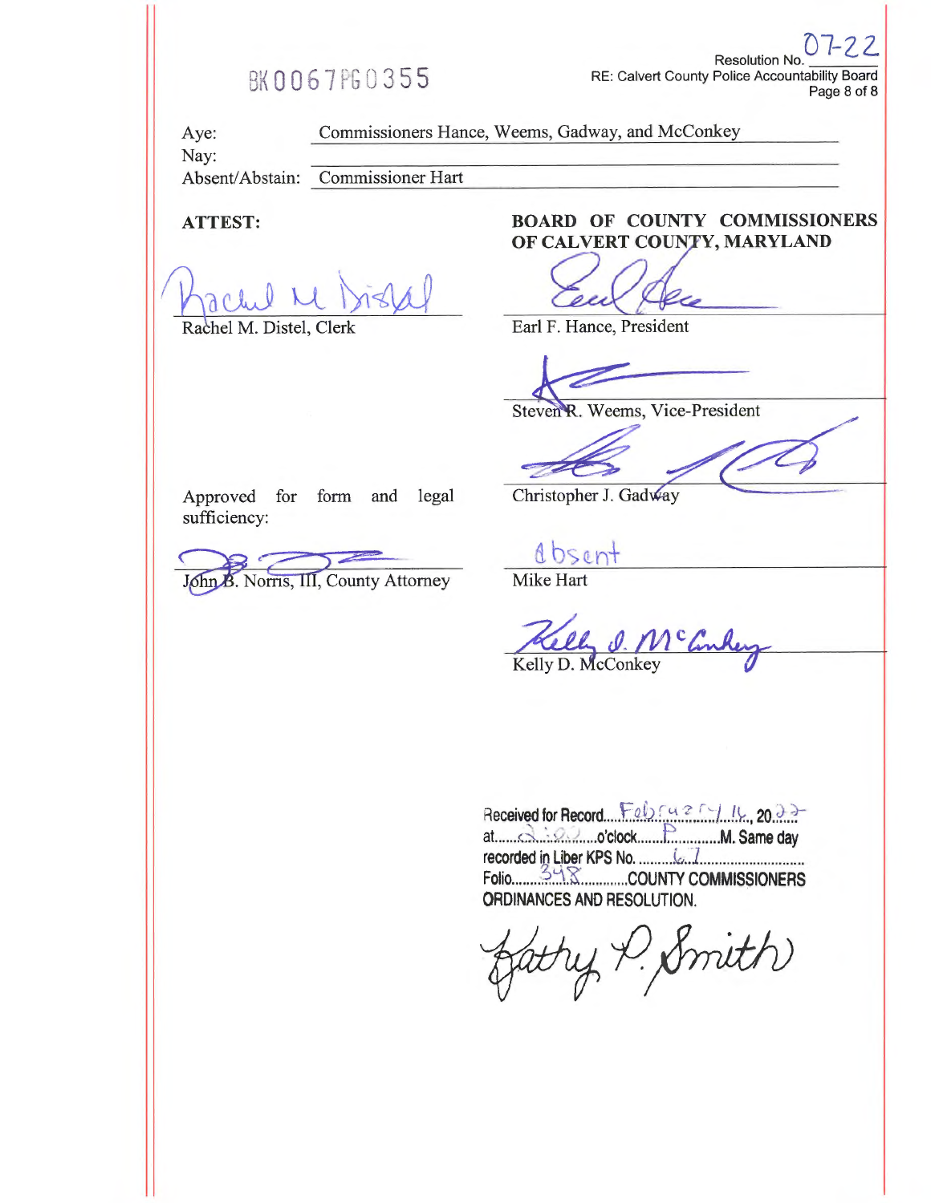Aye: Commissioners Hance, Weems, Gadway, and McConkey

Nay:

Absent/Abstain: Commissioner Hart

**ATTEST:**

Rachel M. Distel, Clerk

Approved for form and legal sufficiency:

John B. Norris, III, County Attorney

**BOARD OF COUNTY COMMISSIONERS OF CALVERT COUNTY, MARYLAND**

Earl F. Hance, President

Steven R. Weems, Vice-President

Christopher J. Gadway

absent

Mike Hart

Kelly D. McConkey

Received for Record February 16, 2022 at 3:00 o'clock P.M. Same day recorded in Liber KPS No. 67 Folio 348 COUNTY COMMISSIONERS ORDINANCES AND RESOLUTION.

Kathy P. Smith